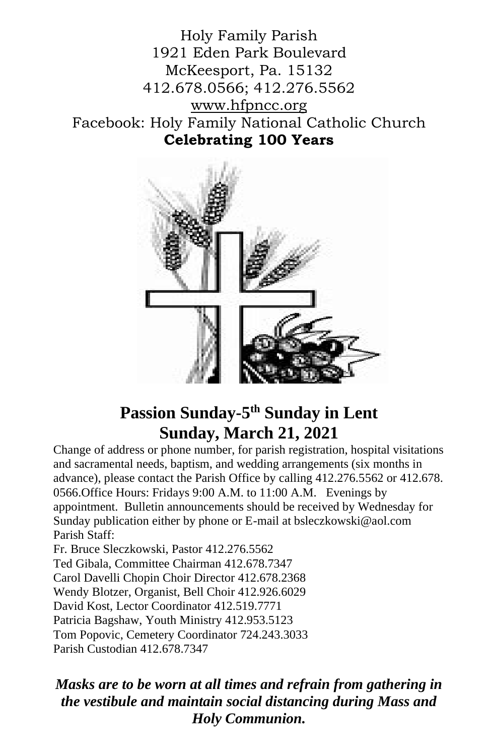Holy Family Parish
1921 Eden Park Boulevard
McKeesport, Pa. 15132
412.678.0566; 412.276.5562
www.hfpncc.org
Facebook: Holy Family National Catholic Church
**Celebrating 100 Years**

# Passion Sunday-5th Sunday in Lent
# Sunday, March 21, 2021

Change of address or phone number, for parish registration, hospital visitations and sacramental needs, baptism, and wedding arrangements (six months in advance), please contact the Parish Office by calling 412.276.5562 or 412.678. 0566.Office Hours: Fridays 9:00 A.M. to 11:00 A.M. Evenings by appointment. Bulletin announcements should be received by Wednesday for Sunday publication either by phone or E-mail at bsleczkowski@aol.com

Parish Staff:

Fr. Bruce Sleczkowski, Pastor 412.276.5562
Ted Gibala, Committee Chairman 412.678.7347
Carol Davelli Chopin Choir Director 412.678.2368
Wendy Blotzer, Organist, Bell Choir 412.926.6029
David Kost, Lector Coordinator 412.519.7771
Patricia Bagshaw, Youth Ministry 412.953.5123
Tom Popovic, Cemetery Coordinator 724.243.3033
Parish Custodian 412.678.7347

***Masks are to be worn at all times and refrain from gathering in the vestibule and maintain social distancing during Mass and Holy Communion.***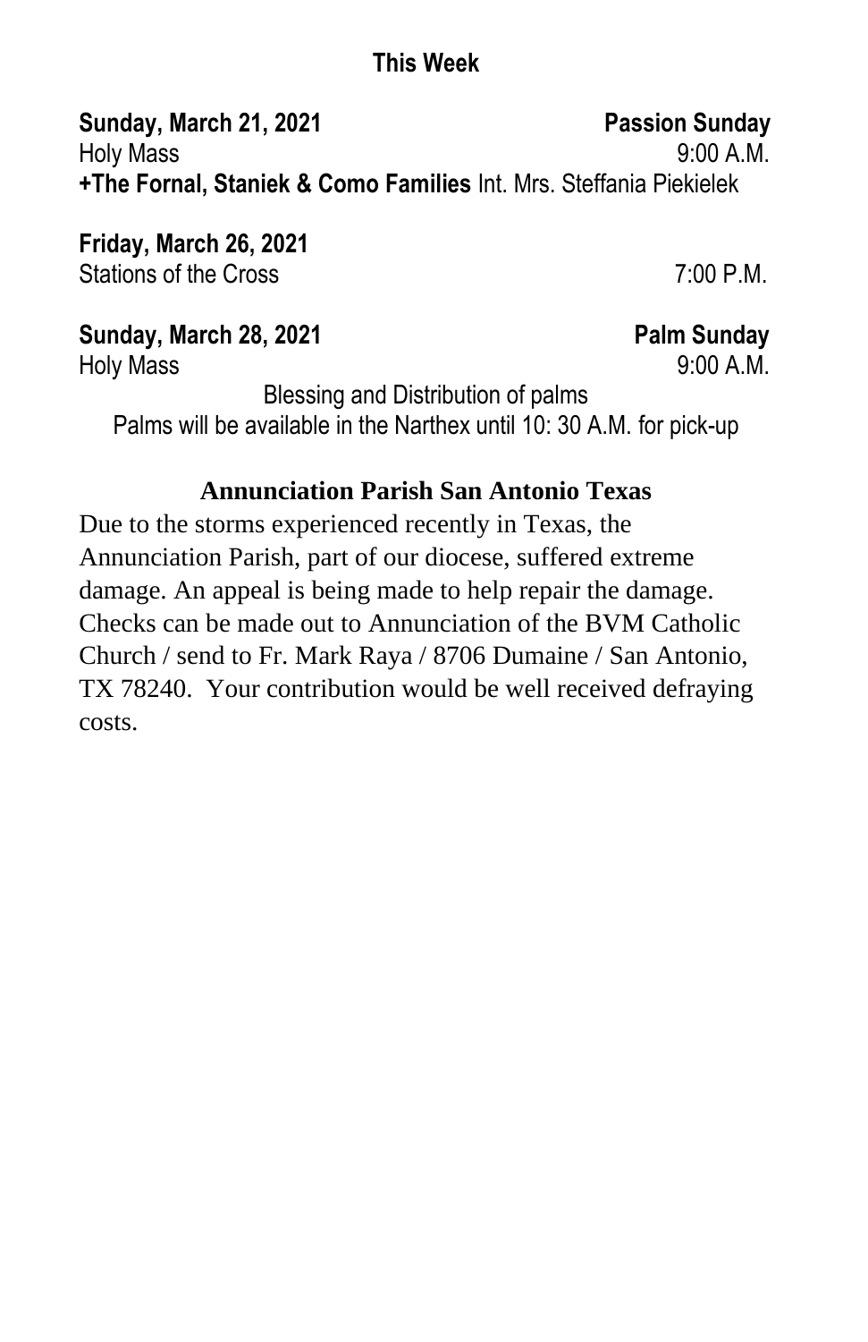## This Week

**Sunday, March 21, 2021** **Passion Sunday**
Holy Mass 9:00 A.M.
**+The Fornal, Staniek & Como Families** Int. Mrs. Steffania Piekielek

**Friday, March 26, 2021**
Stations of the Cross 7:00 P.M.

**Sunday, March 28, 2021** **Palm Sunday**
Holy Mass 9:00 A.M.
Blessing and Distribution of palms
Palms will be available in the Narthex until 10: 30 A.M. for pick-up

### Annunciation Parish San Antonio Texas

Due to the storms experienced recently in Texas, the Annunciation Parish, part of our diocese, suffered extreme damage. An appeal is being made to help repair the damage. Checks can be made out to Annunciation of the BVM Catholic Church / send to Fr. Mark Raya / 8706 Dumaine / San Antonio, TX 78240. Your contribution would be well received defraying costs.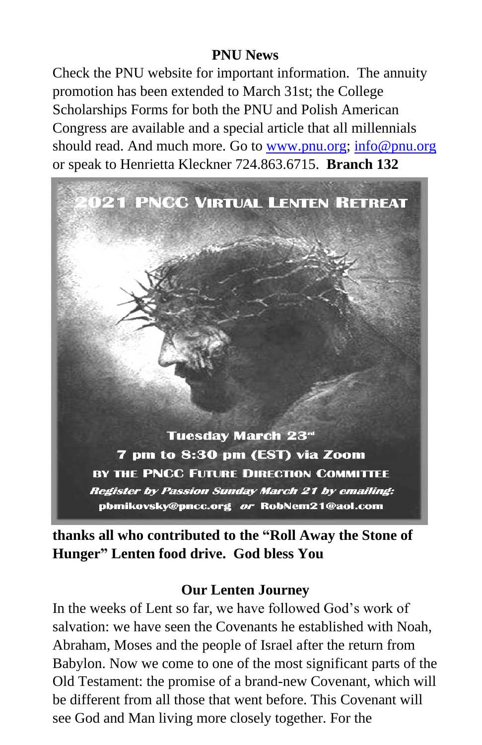**PNU News**

Check the PNU website for important information. The annuity promotion has been extended to March 31st; the College Scholarships Forms for both the PNU and Polish American Congress are available and a special article that all millennials should read. And much more. Go to www.pnu.org; info@pnu.org or speak to Henrietta Kleckner 724.863.6715. **Branch 132**

2021 PNCC VIRTUAL LENTEN RETREAT

Tuesday March 23rd

7 pm to 8:30 pm (EST) via Zoom

BY THE PNCC FUTURE DIRECTION COMMITTEE

*Register by Passion Sunday March 21 by emailing:*

pbmikovsky@pncc.org *or* RobNem21@aol.com

**thanks all who contributed to the "Roll Away the Stone of Hunger" Lenten food drive. God bless You**

**Our Lenten Journey**

In the weeks of Lent so far, we have followed God's work of salvation: we have seen the Covenants he established with Noah, Abraham, Moses and the people of Israel after the return from Babylon. Now we come to one of the most significant parts of the Old Testament: the promise of a brand-new Covenant, which will be different from all those that went before. This Covenant will see God and Man living more closely together. For the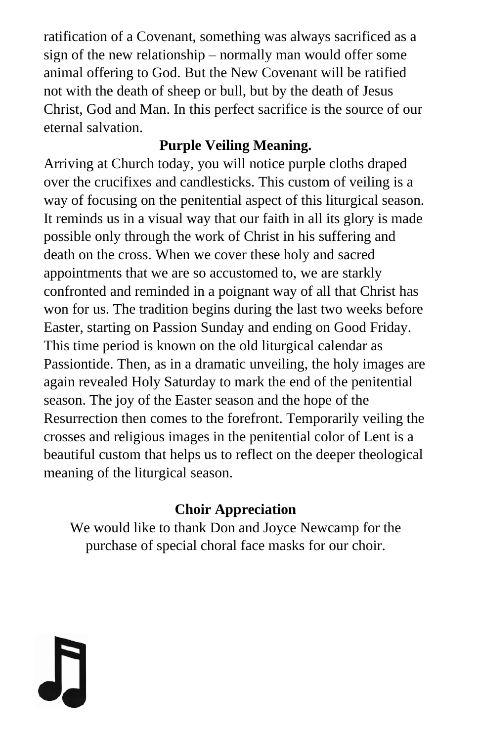ratification of a Covenant, something was always sacrificed as a sign of the new relationship – normally man would offer some animal offering to God. But the New Covenant will be ratified not with the death of sheep or bull, but by the death of Jesus Christ, God and Man. In this perfect sacrifice is the source of our eternal salvation.

## Purple Veiling Meaning.

Arriving at Church today, you will notice purple cloths draped over the crucifixes and candlesticks. This custom of veiling is a way of focusing on the penitential aspect of this liturgical season. It reminds us in a visual way that our faith in all its glory is made possible only through the work of Christ in his suffering and death on the cross. When we cover these holy and sacred appointments that we are so accustomed to, we are starkly confronted and reminded in a poignant way of all that Christ has won for us. The tradition begins during the last two weeks before Easter, starting on Passion Sunday and ending on Good Friday. This time period is known on the old liturgical calendar as Passiontide. Then, as in a dramatic unveiling, the holy images are again revealed Holy Saturday to mark the end of the penitential season. The joy of the Easter season and the hope of the Resurrection then comes to the forefront. Temporarily veiling the crosses and religious images in the penitential color of Lent is a beautiful custom that helps us to reflect on the deeper theological meaning of the liturgical season.

## Choir Appreciation

We would like to thank Don and Joyce Newcamp for the purchase of special choral face masks for our choir.